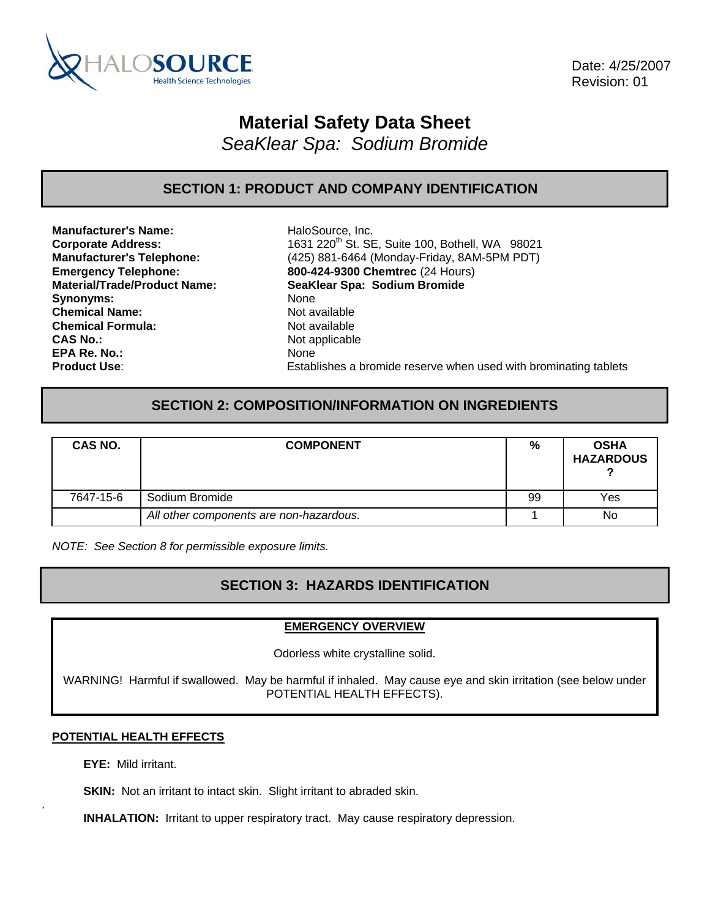Date: 4/25/2007
Revision: 01

# Material Safety Data Sheet

*SeaKlear Spa: Sodium Bromide*

## SECTION 1: PRODUCT AND COMPANY IDENTIFICATION

**Manufacturer's Name:** HaloSource, Inc.
**Corporate Address:** 1631 220th St. SE, Suite 100, Bothell, WA 98021
**Manufacturer's Telephone:** (425) 881-6464 (Monday-Friday, 8AM-5PM PDT)
**Emergency Telephone:** **800-424-9300 Chemtrec** (24 Hours)
**Material/Trade/Product Name:** **SeaKlear Spa: Sodium Bromide**
**Synonyms:** None
**Chemical Name:** Not available
**Chemical Formula:** Not available
**CAS No.:** Not applicable
**EPA Re. No.:** None
**Product Use**: Establishes a bromide reserve when used with brominating tablets

## SECTION 2: COMPOSITION/INFORMATION ON INGREDIENTS

| CAS NO. | COMPONENT | % | OSHA HAZARDOUS ? |
|---|---|---|---|
| 7647-15-6 | Sodium Bromide | 99 | Yes |
| | *All other components are non-hazardous.* | 1 | No |

*NOTE: See Section 8 for permissible exposure limits.*

## SECTION 3: HAZARDS IDENTIFICATION

**EMERGENCY OVERVIEW**

Odorless white crystalline solid.

WARNING! Harmful if swallowed. May be harmful if inhaled. May cause eye and skin irritation (see below under POTENTIAL HEALTH EFFECTS).

**POTENTIAL HEALTH EFFECTS**

**EYE:** Mild irritant.

**SKIN:** Not an irritant to intact skin. Slight irritant to abraded skin.

**INHALATION:** Irritant to upper respiratory tract. May cause respiratory depression.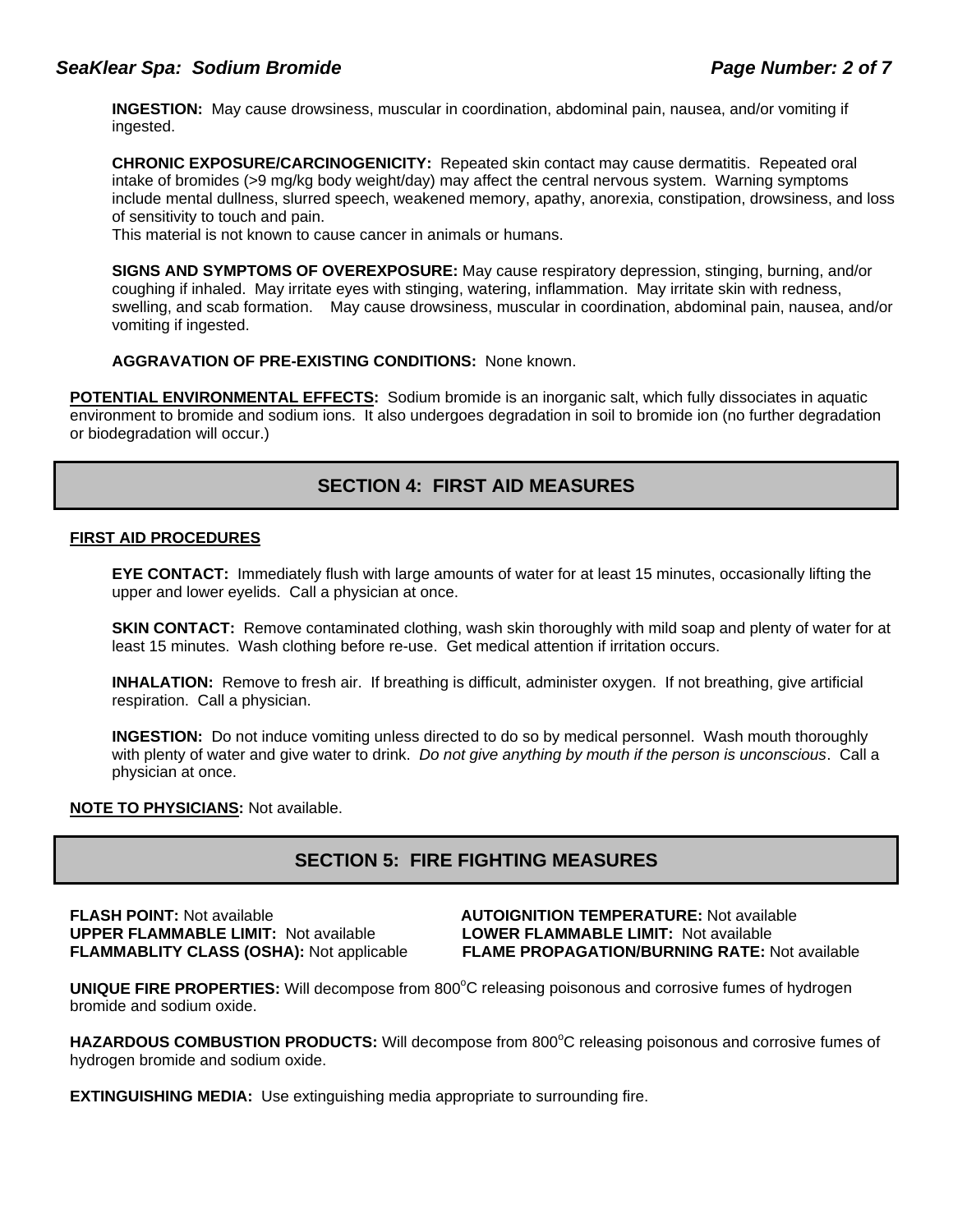**INGESTION:** May cause drowsiness, muscular in coordination, abdominal pain, nausea, and/or vomiting if ingested.

**CHRONIC EXPOSURE/CARCINOGENICITY:** Repeated skin contact may cause dermatitis. Repeated oral intake of bromides (>9 mg/kg body weight/day) may affect the central nervous system. Warning symptoms include mental dullness, slurred speech, weakened memory, apathy, anorexia, constipation, drowsiness, and loss of sensitivity to touch and pain.
This material is not known to cause cancer in animals or humans.

**SIGNS AND SYMPTOMS OF OVEREXPOSURE:** May cause respiratory depression, stinging, burning, and/or coughing if inhaled. May irritate eyes with stinging, watering, inflammation. May irritate skin with redness, swelling, and scab formation. May cause drowsiness, muscular in coordination, abdominal pain, nausea, and/or vomiting if ingested.

**AGGRAVATION OF PRE-EXISTING CONDITIONS:** None known.

**POTENTIAL ENVIRONMENTAL EFFECTS:** Sodium bromide is an inorganic salt, which fully dissociates in aquatic environment to bromide and sodium ions. It also undergoes degradation in soil to bromide ion (no further degradation or biodegradation will occur.)

## SECTION 4: FIRST AID MEASURES

**FIRST AID PROCEDURES**

**EYE CONTACT:** Immediately flush with large amounts of water for at least 15 minutes, occasionally lifting the upper and lower eyelids. Call a physician at once.

**SKIN CONTACT:** Remove contaminated clothing, wash skin thoroughly with mild soap and plenty of water for at least 15 minutes. Wash clothing before re-use. Get medical attention if irritation occurs.

**INHALATION:** Remove to fresh air. If breathing is difficult, administer oxygen. If not breathing, give artificial respiration. Call a physician.

**INGESTION:** Do not induce vomiting unless directed to do so by medical personnel. Wash mouth thoroughly with plenty of water and give water to drink. *Do not give anything by mouth if the person is unconscious*. Call a physician at once.

**NOTE TO PHYSICIANS:** Not available.

## SECTION 5: FIRE FIGHTING MEASURES

**FLASH POINT:** Not available
**AUTOIGNITION TEMPERATURE:** Not available
**UPPER FLAMMABLE LIMIT:** Not available
**LOWER FLAMMABLE LIMIT:** Not available
**FLAMMABLITY CLASS (OSHA):** Not applicable
**FLAME PROPAGATION/BURNING RATE:** Not available

**UNIQUE FIRE PROPERTIES:** Will decompose from 800°C releasing poisonous and corrosive fumes of hydrogen bromide and sodium oxide.

**HAZARDOUS COMBUSTION PRODUCTS:** Will decompose from 800°C releasing poisonous and corrosive fumes of hydrogen bromide and sodium oxide.

**EXTINGUISHING MEDIA:** Use extinguishing media appropriate to surrounding fire.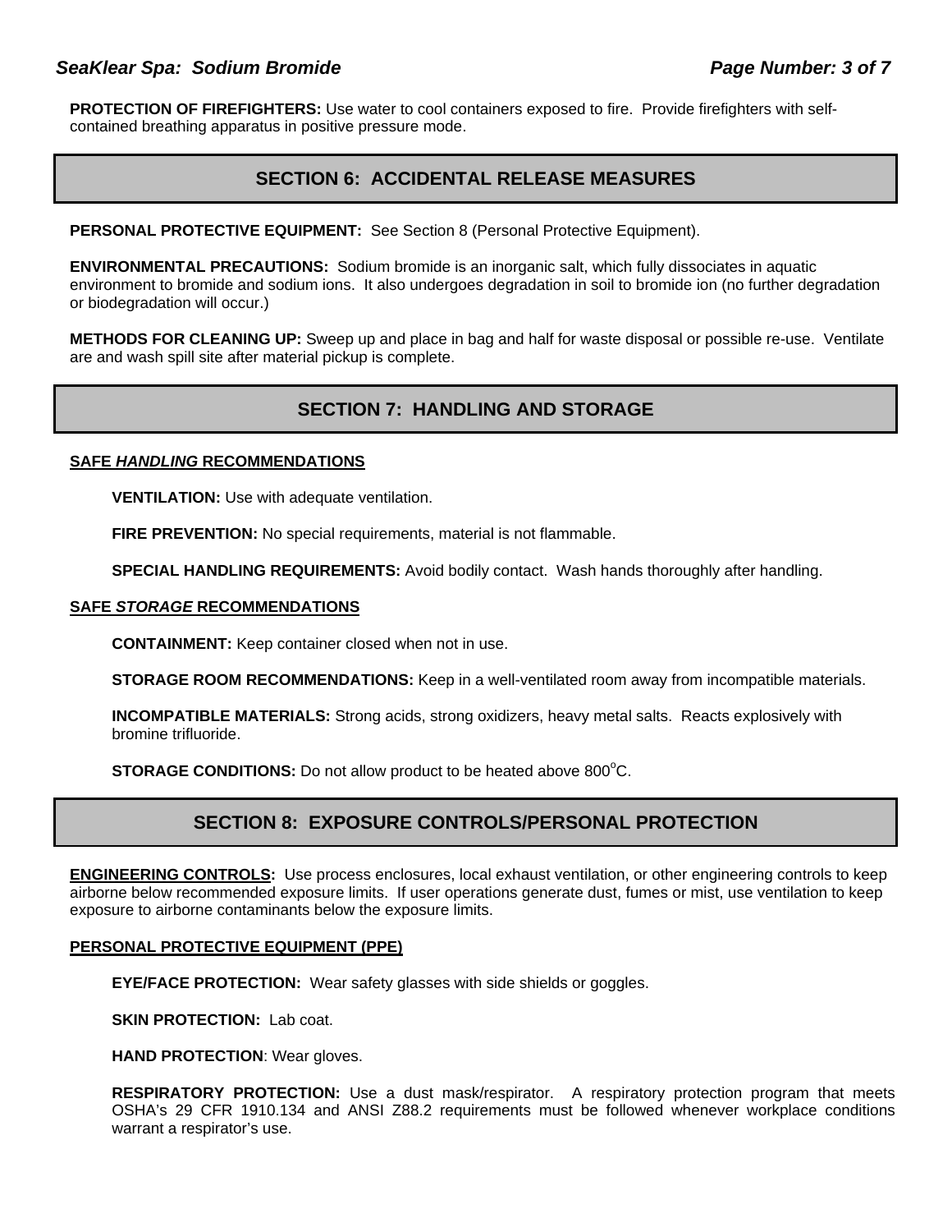**PROTECTION OF FIREFIGHTERS:** Use water to cool containers exposed to fire. Provide firefighters with self-contained breathing apparatus in positive pressure mode.

## SECTION 6: ACCIDENTAL RELEASE MEASURES

**PERSONAL PROTECTIVE EQUIPMENT:** See Section 8 (Personal Protective Equipment).

**ENVIRONMENTAL PRECAUTIONS:** Sodium bromide is an inorganic salt, which fully dissociates in aquatic environment to bromide and sodium ions. It also undergoes degradation in soil to bromide ion (no further degradation or biodegradation will occur.)

**METHODS FOR CLEANING UP:** Sweep up and place in bag and half for waste disposal or possible re-use. Ventilate are and wash spill site after material pickup is complete.

## SECTION 7: HANDLING AND STORAGE

### SAFE *HANDLING* RECOMMENDATIONS

**VENTILATION:** Use with adequate ventilation.

**FIRE PREVENTION:** No special requirements, material is not flammable.

**SPECIAL HANDLING REQUIREMENTS:** Avoid bodily contact. Wash hands thoroughly after handling.

### SAFE *STORAGE* RECOMMENDATIONS

**CONTAINMENT:** Keep container closed when not in use.

**STORAGE ROOM RECOMMENDATIONS:** Keep in a well-ventilated room away from incompatible materials.

**INCOMPATIBLE MATERIALS:** Strong acids, strong oxidizers, heavy metal salts. Reacts explosively with bromine trifluoride.

**STORAGE CONDITIONS:** Do not allow product to be heated above 800$^{o}$C.

## SECTION 8: EXPOSURE CONTROLS/PERSONAL PROTECTION

**ENGINEERING CONTROLS:** Use process enclosures, local exhaust ventilation, or other engineering controls to keep airborne below recommended exposure limits. If user operations generate dust, fumes or mist, use ventilation to keep exposure to airborne contaminants below the exposure limits.

### PERSONAL PROTECTIVE EQUIPMENT (PPE)

**EYE/FACE PROTECTION:** Wear safety glasses with side shields or goggles.

**SKIN PROTECTION:** Lab coat.

**HAND PROTECTION**: Wear gloves.

**RESPIRATORY PROTECTION:** Use a dust mask/respirator. A respiratory protection program that meets OSHA's 29 CFR 1910.134 and ANSI Z88.2 requirements must be followed whenever workplace conditions warrant a respirator's use.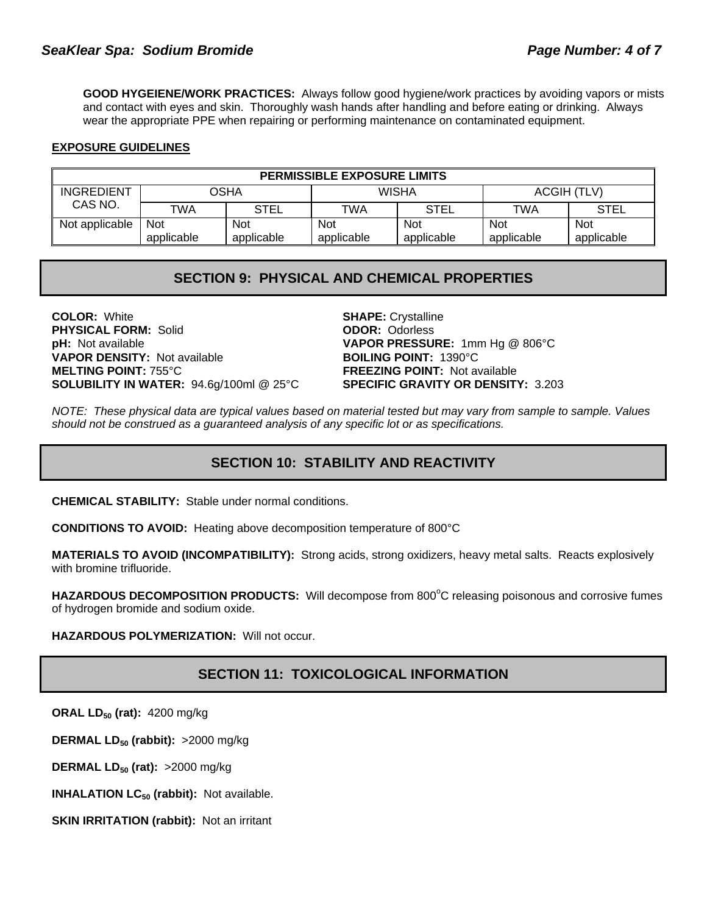**GOOD HYGEIENE/WORK PRACTICES:** Always follow good hygiene/work practices by avoiding vapors or mists and contact with eyes and skin. Thoroughly wash hands after handling and before eating or drinking. Always wear the appropriate PPE when repairing or performing maintenance on contaminated equipment.

**EXPOSURE GUIDELINES**

| PERMISSIBLE EXPOSURE LIMITS | | | | | | |
|---|---|---|---|---|---|---|
| INGREDIENT CAS NO. | OSHA | | WISHA | | ACGIH (TLV) | |
| | TWA | STEL | TWA | STEL | TWA | STEL |
| Not applicable | Not applicable | Not applicable | Not applicable | Not applicable | Not applicable | Not applicable |

## SECTION 9: PHYSICAL AND CHEMICAL PROPERTIES

**COLOR:** White
**PHYSICAL FORM:** Solid
**pH:** Not available
**VAPOR DENSITY:** Not available
**MELTING POINT:** 755°C
**SOLUBILITY IN WATER:** 94.6g/100ml @ 25°C
**SHAPE:** Crystalline
**ODOR:** Odorless
**VAPOR PRESSURE:** 1mm Hg @ 806°C
**BOILING POINT:** 1390°C
**FREEZING POINT:** Not available
**SPECIFIC GRAVITY OR DENSITY:** 3.203

*NOTE: These physical data are typical values based on material tested but may vary from sample to sample. Values should not be construed as a guaranteed analysis of any specific lot or as specifications.*

## SECTION 10: STABILITY AND REACTIVITY

**CHEMICAL STABILITY:** Stable under normal conditions.

**CONDITIONS TO AVOID:** Heating above decomposition temperature of 800°C

**MATERIALS TO AVOID (INCOMPATIBILITY):** Strong acids, strong oxidizers, heavy metal salts. Reacts explosively with bromine trifluoride.

**HAZARDOUS DECOMPOSITION PRODUCTS:** Will decompose from 800°C releasing poisonous and corrosive fumes of hydrogen bromide and sodium oxide.

**HAZARDOUS POLYMERIZATION:** Will not occur.

## SECTION 11: TOXICOLOGICAL INFORMATION

**ORAL $LD_{50}$ (rat):** 4200 mg/kg

**DERMAL $LD_{50}$ (rabbit):** >2000 mg/kg

**DERMAL $LD_{50}$ (rat):** >2000 mg/kg

**INHALATION $LC_{50}$ (rabbit):** Not available.

**SKIN IRRITATION (rabbit):** Not an irritant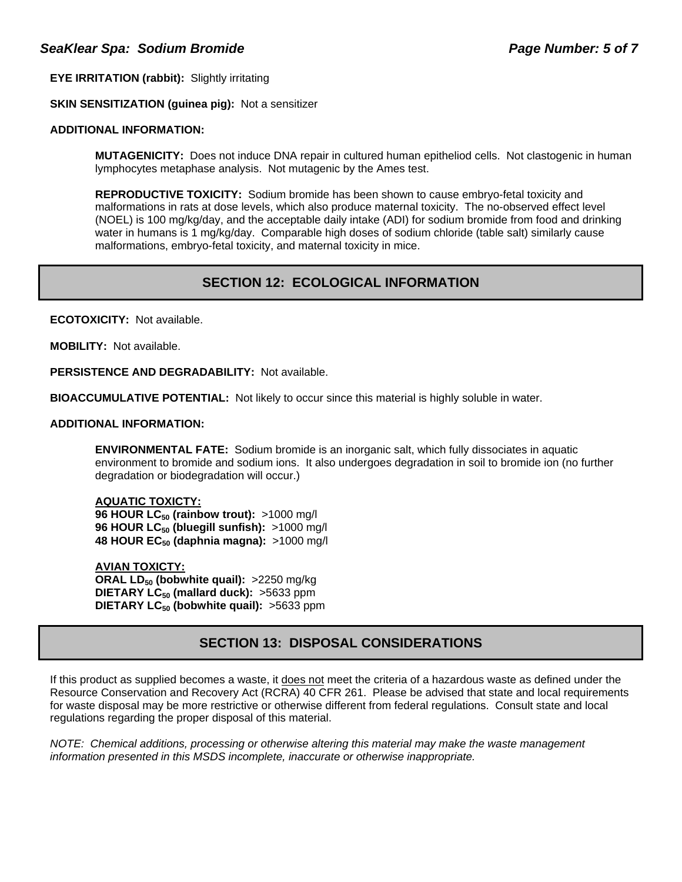**EYE IRRITATION (rabbit):** Slightly irritating

**SKIN SENSITIZATION (guinea pig):** Not a sensitizer

**ADDITIONAL INFORMATION:**

> **MUTAGENICITY:** Does not induce DNA repair in cultured human epitheliod cells. Not clastogenic in human lymphocytes metaphase analysis. Not mutagenic by the Ames test.
>
> **REPRODUCTIVE TOXICITY:** Sodium bromide has been shown to cause embryo-fetal toxicity and malformations in rats at dose levels, which also produce maternal toxicity. The no-observed effect level (NOEL) is 100 mg/kg/day, and the acceptable daily intake (ADI) for sodium bromide from food and drinking water in humans is 1 mg/kg/day. Comparable high doses of sodium chloride (table salt) similarly cause malformations, embryo-fetal toxicity, and maternal toxicity in mice.

## SECTION 12: ECOLOGICAL INFORMATION

**ECOTOXICITY:** Not available.

**MOBILITY:** Not available.

**PERSISTENCE AND DEGRADABILITY:** Not available.

**BIOACCUMULATIVE POTENTIAL:** Not likely to occur since this material is highly soluble in water.

**ADDITIONAL INFORMATION:**

> **ENVIRONMENTAL FATE:** Sodium bromide is an inorganic salt, which fully dissociates in aquatic environment to bromide and sodium ions. It also undergoes degradation in soil to bromide ion (no further degradation or biodegradation will occur.)
>
> **AQUATIC TOXICTY:**
> **96 HOUR $LC_{50}$ (rainbow trout):** >1000 mg/l
> **96 HOUR $LC_{50}$ (bluegill sunfish):** >1000 mg/l
> **48 HOUR $EC_{50}$ (daphnia magna):** >1000 mg/l
>
> **AVIAN TOXICTY:**
> **ORAL $LD_{50}$ (bobwhite quail):** >2250 mg/kg
> **DIETARY $LC_{50}$ (mallard duck):** >5633 ppm
> **DIETARY $LC_{50}$ (bobwhite quail):** >5633 ppm

## SECTION 13: DISPOSAL CONSIDERATIONS

If this product as supplied becomes a waste, it does not meet the criteria of a hazardous waste as defined under the Resource Conservation and Recovery Act (RCRA) 40 CFR 261. Please be advised that state and local requirements for waste disposal may be more restrictive or otherwise different from federal regulations. Consult state and local regulations regarding the proper disposal of this material.

*NOTE: Chemical additions, processing or otherwise altering this material may make the waste management information presented in this MSDS incomplete, inaccurate or otherwise inappropriate.*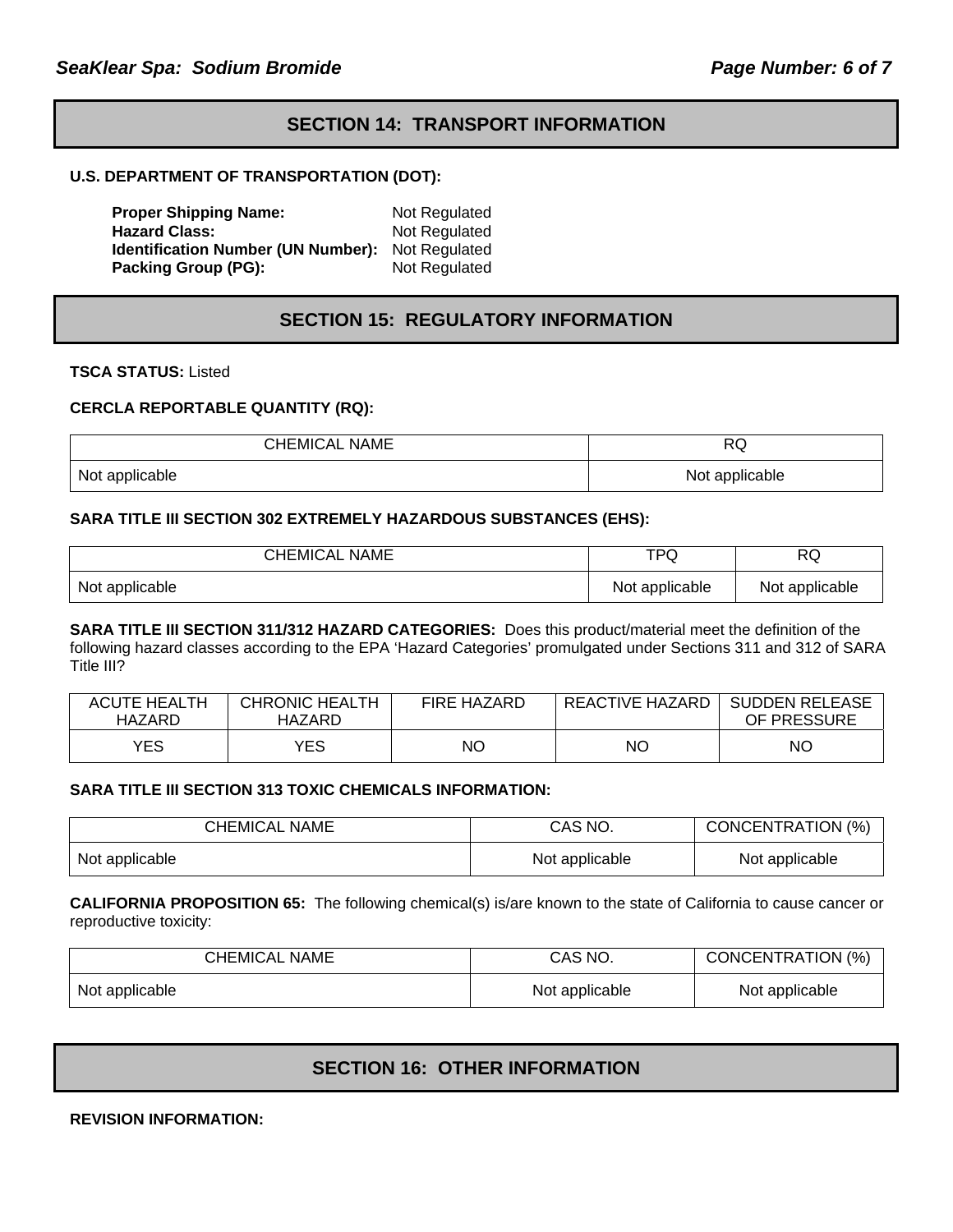## SECTION 14: TRANSPORT INFORMATION

**U.S. DEPARTMENT OF TRANSPORTATION (DOT):**

**Proper Shipping Name:** Not Regulated
**Hazard Class:** Not Regulated
**Identification Number (UN Number):** Not Regulated
**Packing Group (PG):** Not Regulated

## SECTION 15: REGULATORY INFORMATION

**TSCA STATUS:** Listed

**CERCLA REPORTABLE QUANTITY (RQ):**

| CHEMICAL NAME | RQ |
|---|---|
| Not applicable | Not applicable |

**SARA TITLE III SECTION 302 EXTREMELY HAZARDOUS SUBSTANCES (EHS):**

| CHEMICAL NAME | TPQ | RQ |
|---|---|---|
| Not applicable | Not applicable | Not applicable |

**SARA TITLE III SECTION 311/312 HAZARD CATEGORIES:** Does this product/material meet the definition of the following hazard classes according to the EPA 'Hazard Categories' promulgated under Sections 311 and 312 of SARA Title III?

| ACUTE HEALTH HAZARD | CHRONIC HEALTH HAZARD | FIRE HAZARD | REACTIVE HAZARD | SUDDEN RELEASE OF PRESSURE |
|---|---|---|---|---|
| YES | YES | NO | NO | NO |

**SARA TITLE III SECTION 313 TOXIC CHEMICALS INFORMATION:**

| CHEMICAL NAME | CAS NO. | CONCENTRATION (%) |
|---|---|---|
| Not applicable | Not applicable | Not applicable |

**CALIFORNIA PROPOSITION 65:** The following chemical(s) is/are known to the state of California to cause cancer or reproductive toxicity:

| CHEMICAL NAME | CAS NO. | CONCENTRATION (%) |
|---|---|---|
| Not applicable | Not applicable | Not applicable |

## SECTION 16: OTHER INFORMATION

**REVISION INFORMATION:**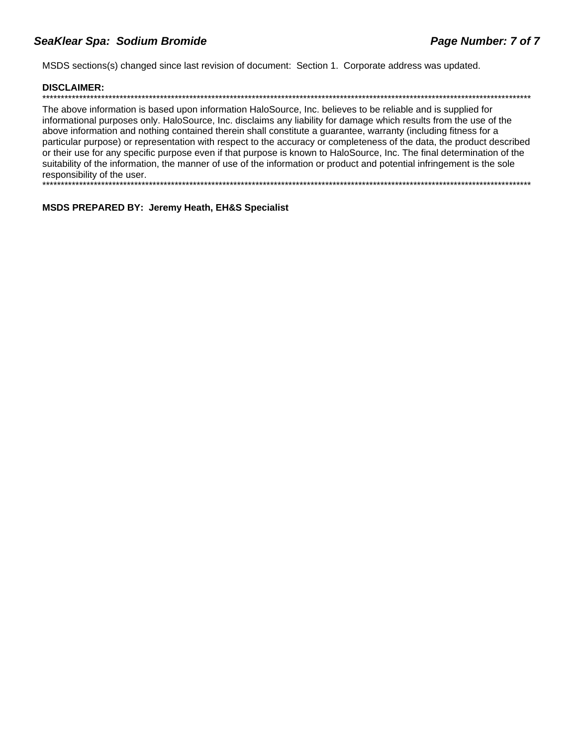MSDS sections(s) changed since last revision of document: Section 1. Corporate address was updated.

**DISCLAIMER:**

***************************************************************************************************************************************

The above information is based upon information HaloSource, Inc. believes to be reliable and is supplied for informational purposes only. HaloSource, Inc. disclaims any liability for damage which results from the use of the above information and nothing contained therein shall constitute a guarantee, warranty (including fitness for a particular purpose) or representation with respect to the accuracy or completeness of the data, the product described or their use for any specific purpose even if that purpose is known to HaloSource, Inc. The final determination of the suitability of the information, the manner of use of the information or product and potential infringement is the sole responsibility of the user.

***************************************************************************************************************************************

**MSDS PREPARED BY: Jeremy Heath, EH&S Specialist**